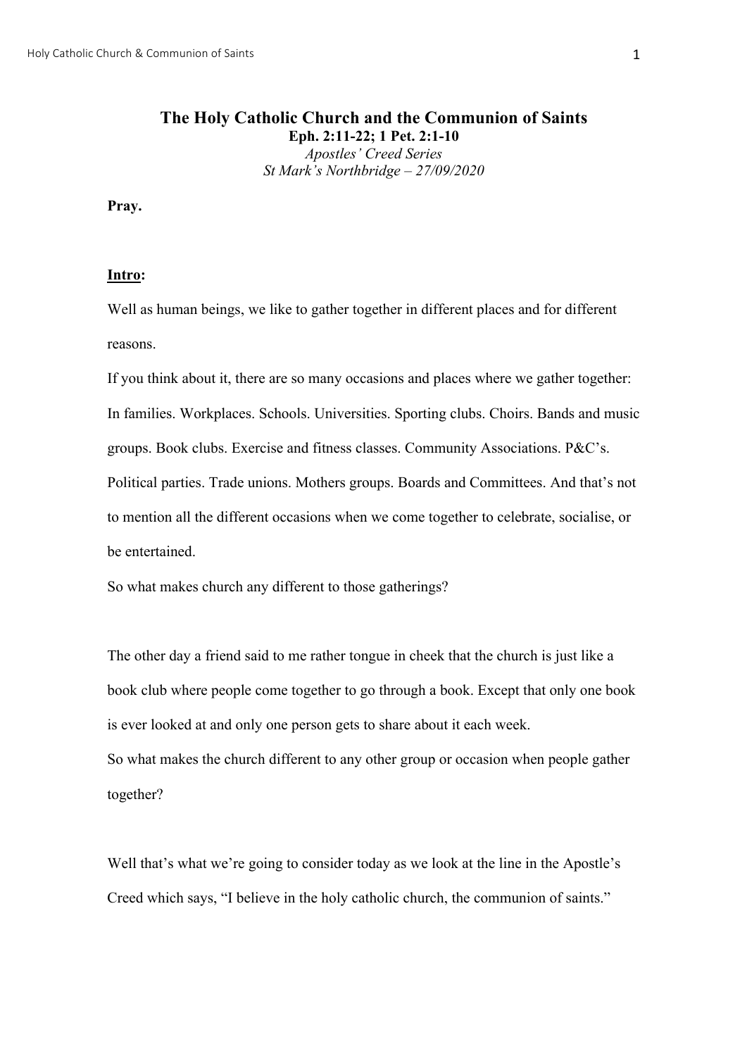# The Holy Catholic Church and the Communion of Saints

**Eph. 2:11-22; 1 Pet. 2:1-10**

*Apostles' Creed Series*

*St Mark's Northbridge – 27/09/2020*

**Pray.**

**Intro:**

Well as human beings, we like to gather together in different places and for different reasons.

If you think about it, there are so many occasions and places where we gather together: In families. Workplaces. Schools. Universities. Sporting clubs. Choirs. Bands and music groups. Book clubs. Exercise and fitness classes. Community Associations. P&C's. Political parties. Trade unions. Mothers groups. Boards and Committees. And that's not to mention all the different occasions when we come together to celebrate, socialise, or be entertained.

So what makes church any different to those gatherings?

The other day a friend said to me rather tongue in cheek that the church is just like a book club where people come together to go through a book. Except that only one book is ever looked at and only one person gets to share about it each week.

So what makes the church different to any other group or occasion when people gather together?

Well that's what we're going to consider today as we look at the line in the Apostle's Creed which says, "I believe in the holy catholic church, the communion of saints."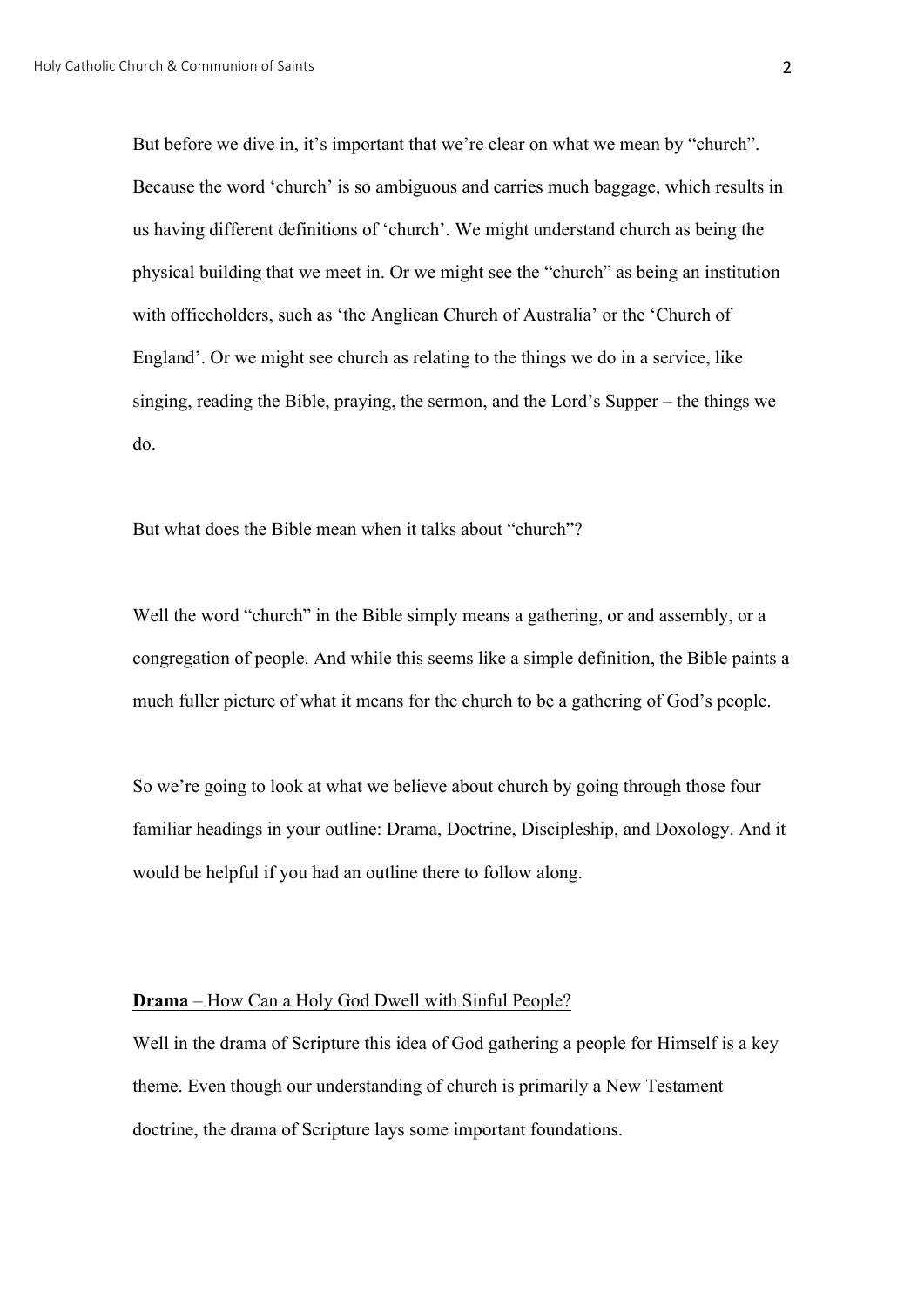But before we dive in, it's important that we're clear on what we mean by "church". Because the word 'church' is so ambiguous and carries much baggage, which results in us having different definitions of 'church'. We might understand church as being the physical building that we meet in. Or we might see the "church" as being an institution with officeholders, such as 'the Anglican Church of Australia' or the 'Church of England'. Or we might see church as relating to the things we do in a service, like singing, reading the Bible, praying, the sermon, and the Lord's Supper – the things we do.

But what does the Bible mean when it talks about "church"?

Well the word "church" in the Bible simply means a gathering, or and assembly, or a congregation of people. And while this seems like a simple definition, the Bible paints a much fuller picture of what it means for the church to be a gathering of God's people.

So we're going to look at what we believe about church by going through those four familiar headings in your outline: Drama, Doctrine, Discipleship, and Doxology. And it would be helpful if you had an outline there to follow along.

**Drama** – <u>How Can a Holy God Dwell with Sinful People?</u>

Well in the drama of Scripture this idea of God gathering a people for Himself is a key theme. Even though our understanding of church is primarily a New Testament doctrine, the drama of Scripture lays some important foundations.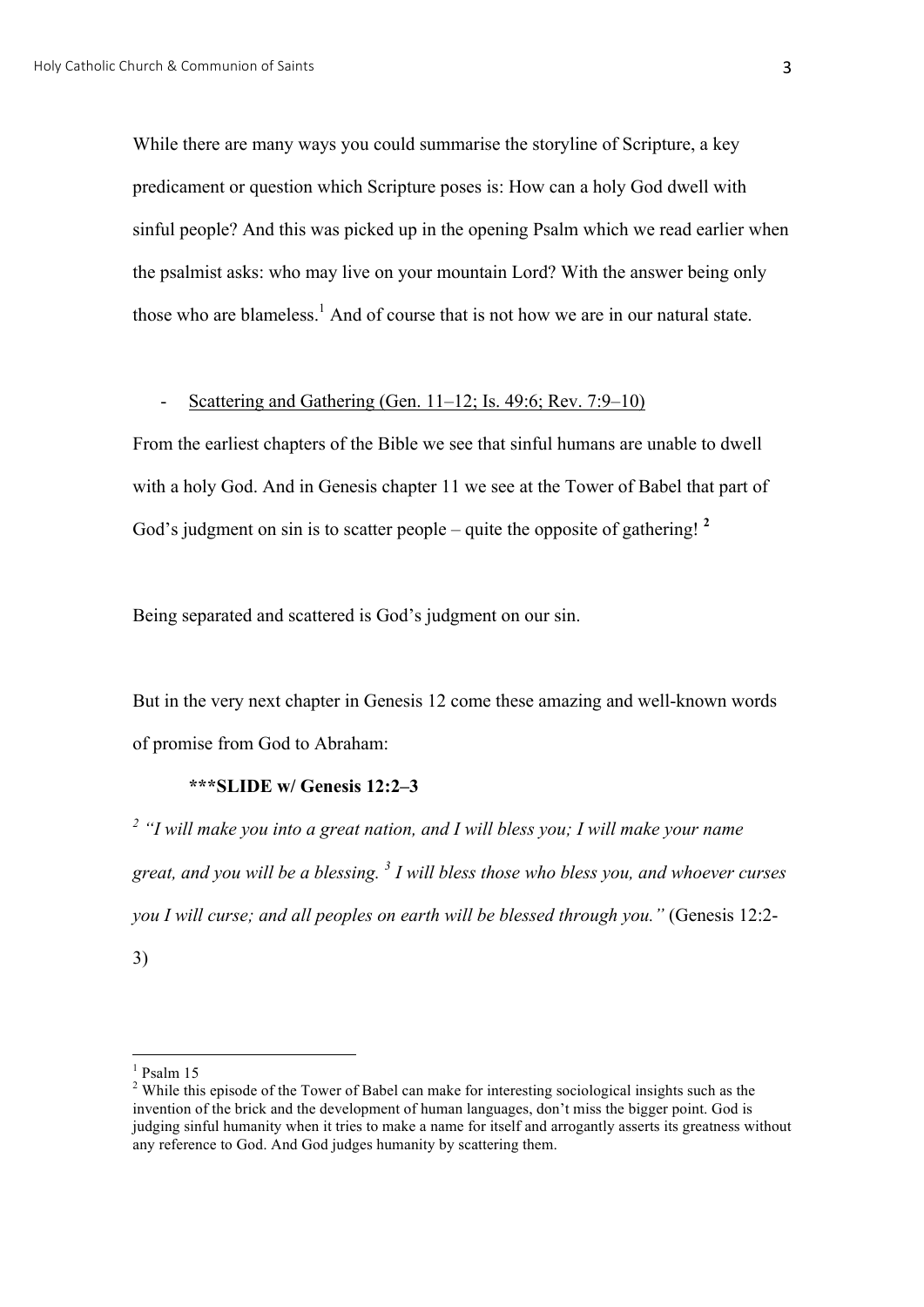While there are many ways you could summarise the storyline of Scripture, a key predicament or question which Scripture poses is: How can a holy God dwell with sinful people? And this was picked up in the opening Psalm which we read earlier when the psalmist asks: who may live on your mountain Lord? With the answer being only those who are blameless.[1] And of course that is not how we are in our natural state.

- <u>Scattering and Gathering (Gen. 11–12; Is. 49:6; Rev. 7:9–10)</u>

From the earliest chapters of the Bible we see that sinful humans are unable to dwell with a holy God. And in Genesis chapter 11 we see at the Tower of Babel that part of God's judgment on sin is to scatter people – quite the opposite of gathering! [2]

Being separated and scattered is God's judgment on our sin.

But in the very next chapter in Genesis 12 come these amazing and well-known words of promise from God to Abraham:

**\*\*\*SLIDE w/ Genesis 12:2–3**

*[2] "I will make you into a great nation, and I will bless you; I will make your name great, and you will be a blessing. [3] I will bless those who bless you, and whoever curses you I will curse; and all peoples on earth will be blessed through you."* (Genesis 12:2-3)

---

[1] Psalm 15

[2] While this episode of the Tower of Babel can make for interesting sociological insights such as the invention of the brick and the development of human languages, don't miss the bigger point. God is judging sinful humanity when it tries to make a name for itself and arrogantly asserts its greatness without any reference to God. And God judges humanity by scattering them.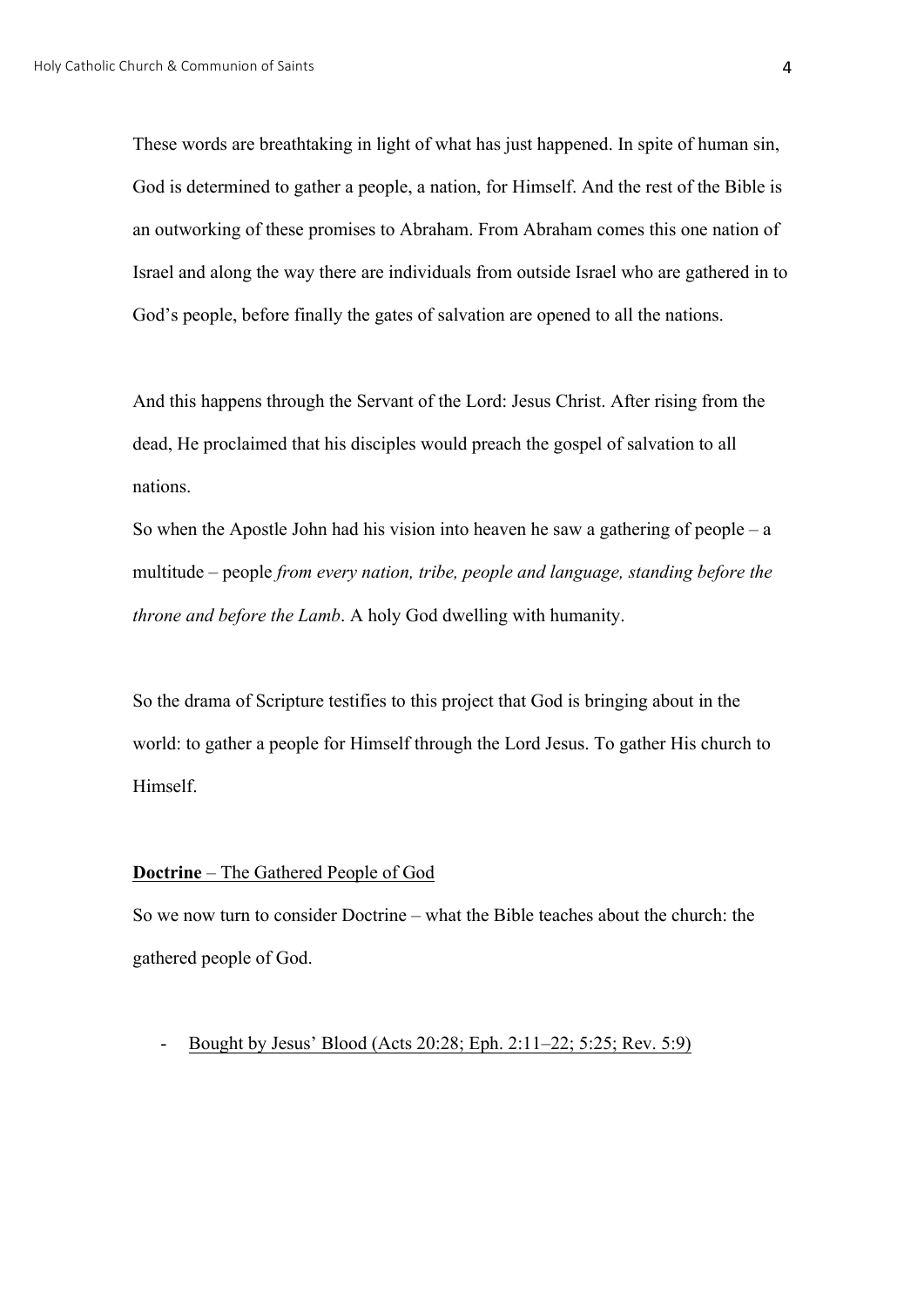These words are breathtaking in light of what has just happened. In spite of human sin, God is determined to gather a people, a nation, for Himself. And the rest of the Bible is an outworking of these promises to Abraham. From Abraham comes this one nation of Israel and along the way there are individuals from outside Israel who are gathered in to God's people, before finally the gates of salvation are opened to all the nations.

And this happens through the Servant of the Lord: Jesus Christ. After rising from the dead, He proclaimed that his disciples would preach the gospel of salvation to all nations.

So when the Apostle John had his vision into heaven he saw a gathering of people – a multitude – people *from every nation, tribe, people and language, standing before the throne and before the Lamb*. A holy God dwelling with humanity.

So the drama of Scripture testifies to this project that God is bringing about in the world: to gather a people for Himself through the Lord Jesus. To gather His church to Himself.

**Doctrine** – The Gathered People of God

So we now turn to consider Doctrine – what the Bible teaches about the church: the gathered people of God.

- Bought by Jesus' Blood (Acts 20:28; Eph. 2:11–22; 5:25; Rev. 5:9)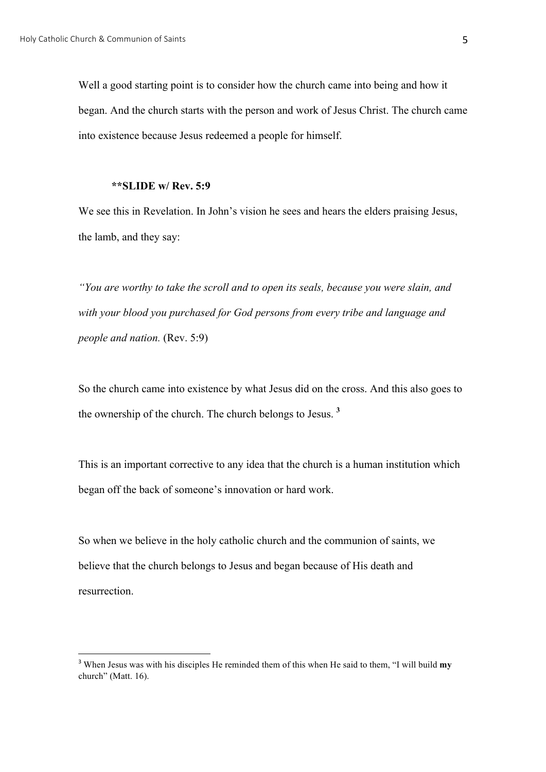Well a good starting point is to consider how the church came into being and how it began. And the church starts with the person and work of Jesus Christ. The church came into existence because Jesus redeemed a people for himself.

**\*\*SLIDE w/ Rev. 5:9**

We see this in Revelation. In John's vision he sees and hears the elders praising Jesus, the lamb, and they say:

*"You are worthy to take the scroll and to open its seals, because you were slain, and with your blood you purchased for God persons from every tribe and language and people and nation.* (Rev. 5:9)

So the church came into existence by what Jesus did on the cross. And this also goes to the ownership of the church. The church belongs to Jesus. [3]

This is an important corrective to any idea that the church is a human institution which began off the back of someone's innovation or hard work.

So when we believe in the holy catholic church and the communion of saints, we believe that the church belongs to Jesus and began because of His death and resurrection.

---

[3] When Jesus was with his disciples He reminded them of this when He said to them, "I will build **my** church" (Matt. 16).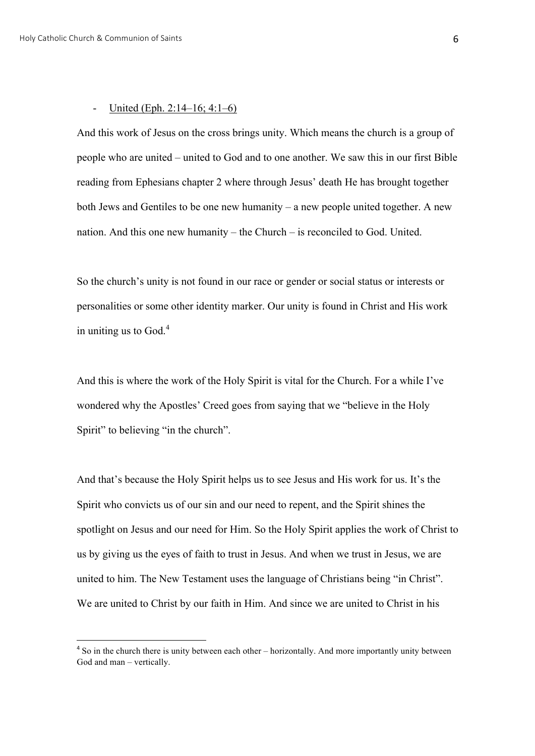- <u>United (Eph. 2:14–16; 4:1–6)</u>

And this work of Jesus on the cross brings unity. Which means the church is a group of people who are united – united to God and to one another. We saw this in our first Bible reading from Ephesians chapter 2 where through Jesus' death He has brought together both Jews and Gentiles to be one new humanity – a new people united together. A new nation. And this one new humanity – the Church – is reconciled to God. United.

So the church's unity is not found in our race or gender or social status or interests or personalities or some other identity marker. Our unity is found in Christ and His work in uniting us to God.[4]

And this is where the work of the Holy Spirit is vital for the Church. For a while I've wondered why the Apostles' Creed goes from saying that we "believe in the Holy Spirit" to believing "in the church".

And that's because the Holy Spirit helps us to see Jesus and His work for us. It's the Spirit who convicts us of our sin and our need to repent, and the Spirit shines the spotlight on Jesus and our need for Him. So the Holy Spirit applies the work of Christ to us by giving us the eyes of faith to trust in Jesus. And when we trust in Jesus, we are united to him. The New Testament uses the language of Christians being "in Christ". We are united to Christ by our faith in Him. And since we are united to Christ in his

---

[4] So in the church there is unity between each other – horizontally. And more importantly unity between God and man – vertically.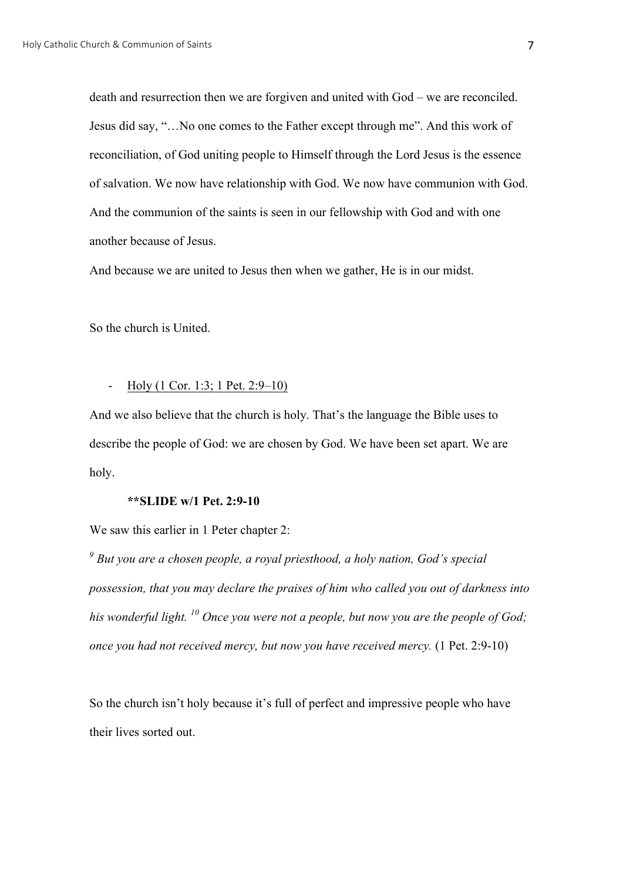death and resurrection then we are forgiven and united with God – we are reconciled. Jesus did say, "…No one comes to the Father except through me". And this work of reconciliation, of God uniting people to Himself through the Lord Jesus is the essence of salvation. We now have relationship with God. We now have communion with God. And the communion of the saints is seen in our fellowship with God and with one another because of Jesus.

And because we are united to Jesus then when we gather, He is in our midst.

So the church is United.

- <u>Holy (1 Cor. 1:3; 1 Pet. 2:9–10)</u>

And we also believe that the church is holy. That's the language the Bible uses to describe the people of God: we are chosen by God. We have been set apart. We are holy.

**SLIDE w/1 Pet. 2:9-10**

We saw this earlier in 1 Peter chapter 2:

*[9] But you are a chosen people, a royal priesthood, a holy nation, God's special possession, that you may declare the praises of him who called you out of darkness into his wonderful light. [10] Once you were not a people, but now you are the people of God; once you had not received mercy, but now you have received mercy.* (1 Pet. 2:9-10)

So the church isn't holy because it's full of perfect and impressive people who have their lives sorted out.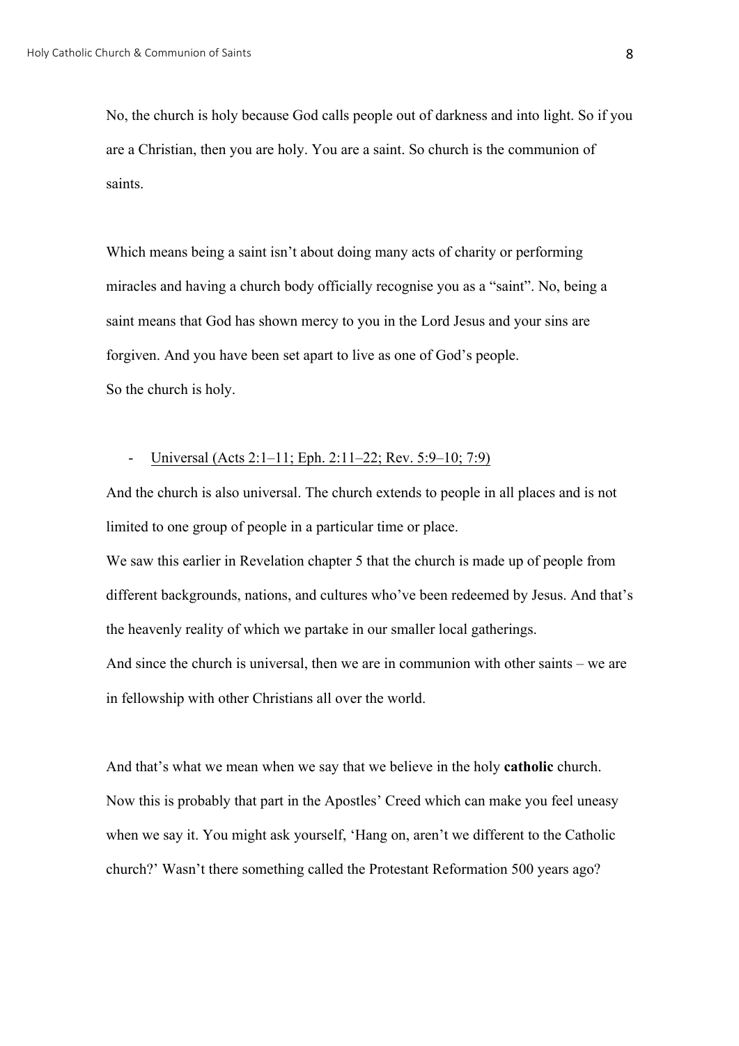No, the church is holy because God calls people out of darkness and into light. So if you are a Christian, then you are holy. You are a saint. So church is the communion of saints.

Which means being a saint isn't about doing many acts of charity or performing miracles and having a church body officially recognise you as a "saint". No, being a saint means that God has shown mercy to you in the Lord Jesus and your sins are forgiven. And you have been set apart to live as one of God's people.
So the church is holy.

- <u>Universal (Acts 2:1–11; Eph. 2:11–22; Rev. 5:9–10; 7:9)</u>

And the church is also universal. The church extends to people in all places and is not limited to one group of people in a particular time or place.
We saw this earlier in Revelation chapter 5 that the church is made up of people from different backgrounds, nations, and cultures who've been redeemed by Jesus. And that's the heavenly reality of which we partake in our smaller local gatherings.
And since the church is universal, then we are in communion with other saints – we are in fellowship with other Christians all over the world.

And that's what we mean when we say that we believe in the holy **catholic** church.
Now this is probably that part in the Apostles' Creed which can make you feel uneasy when we say it. You might ask yourself, 'Hang on, aren't we different to the Catholic church?' Wasn't there something called the Protestant Reformation 500 years ago?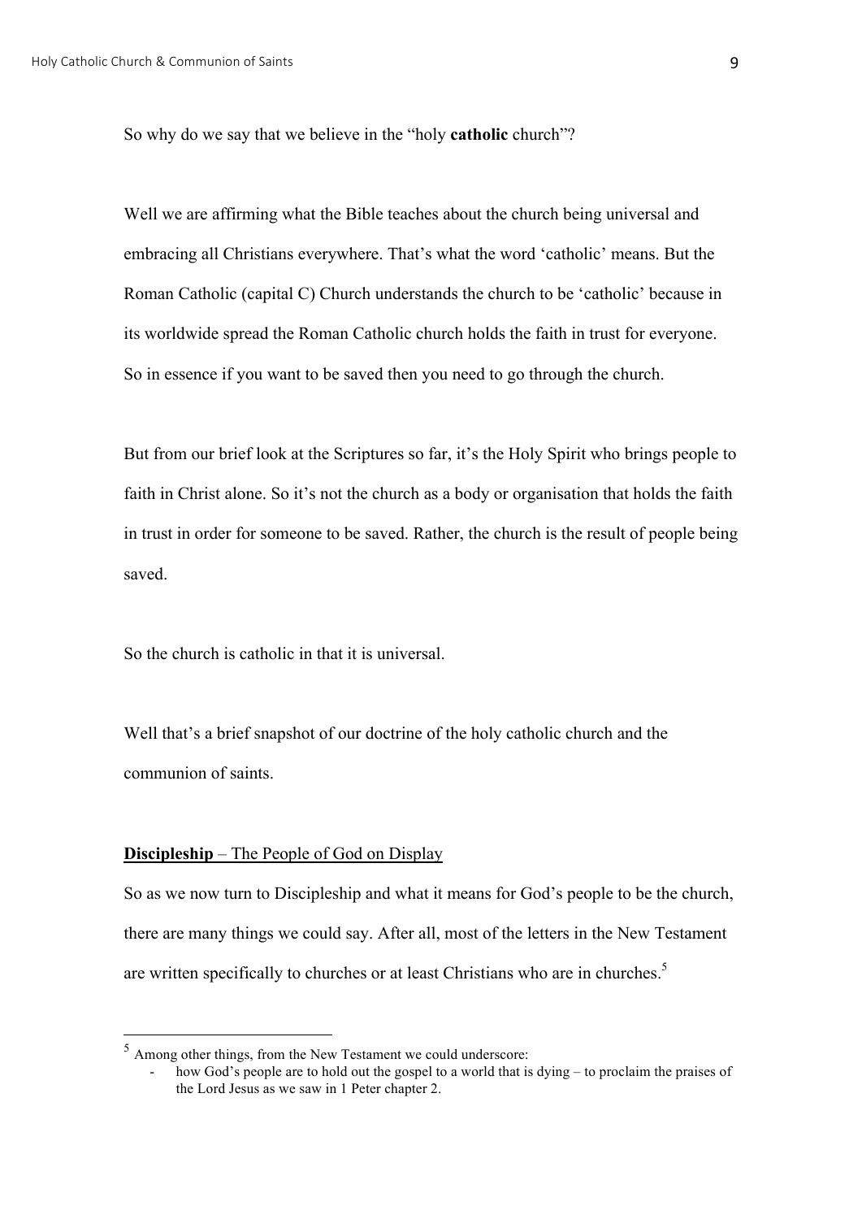So why do we say that we believe in the "holy **catholic** church"?

Well we are affirming what the Bible teaches about the church being universal and embracing all Christians everywhere. That's what the word 'catholic' means. But the Roman Catholic (capital C) Church understands the church to be 'catholic' because in its worldwide spread the Roman Catholic church holds the faith in trust for everyone. So in essence if you want to be saved then you need to go through the church.

But from our brief look at the Scriptures so far, it's the Holy Spirit who brings people to faith in Christ alone. So it's not the church as a body or organisation that holds the faith in trust in order for someone to be saved. Rather, the church is the result of people being saved.

So the church is catholic in that it is universal.

Well that's a brief snapshot of our doctrine of the holy catholic church and the communion of saints.

**Discipleship** – The People of God on Display

So as we now turn to Discipleship and what it means for God's people to be the church, there are many things we could say. After all, most of the letters in the New Testament are written specifically to churches or at least Christians who are in churches.[5]

---

[5] Among other things, from the New Testament we could underscore:

- how God's people are to hold out the gospel to a world that is dying – to proclaim the praises of the Lord Jesus as we saw in 1 Peter chapter 2.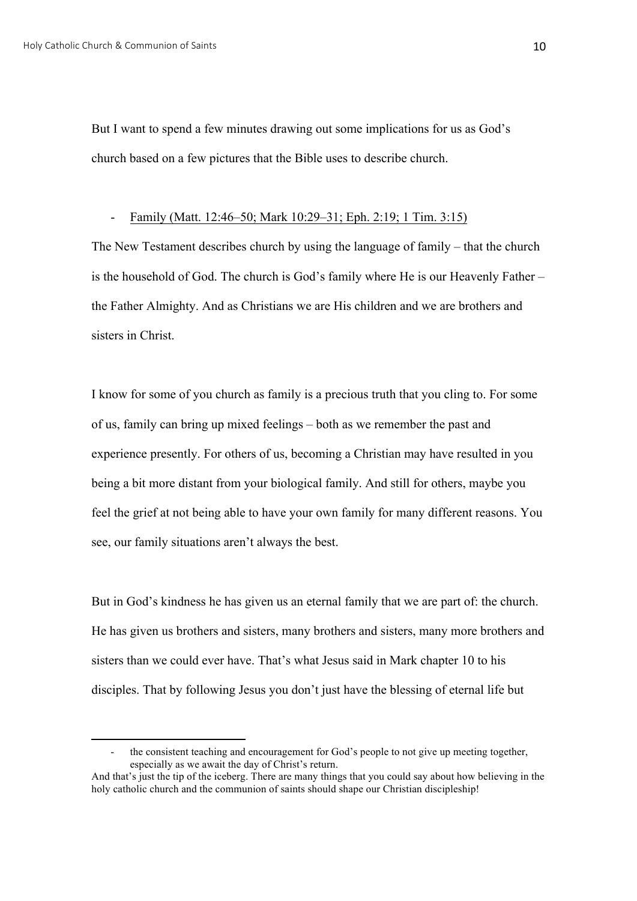But I want to spend a few minutes drawing out some implications for us as God's church based on a few pictures that the Bible uses to describe church.

- Family (Matt. 12:46–50; Mark 10:29–31; Eph. 2:19; 1 Tim. 3:15)

The New Testament describes church by using the language of family – that the church is the household of God. The church is God's family where He is our Heavenly Father – the Father Almighty. And as Christians we are His children and we are brothers and sisters in Christ.

I know for some of you church as family is a precious truth that you cling to. For some of us, family can bring up mixed feelings – both as we remember the past and experience presently. For others of us, becoming a Christian may have resulted in you being a bit more distant from your biological family. And still for others, maybe you feel the grief at not being able to have your own family for many different reasons. You see, our family situations aren't always the best.

But in God's kindness he has given us an eternal family that we are part of: the church. He has given us brothers and sisters, many brothers and sisters, many more brothers and sisters than we could ever have. That's what Jesus said in Mark chapter 10 to his disciples. That by following Jesus you don't just have the blessing of eternal life but

---

- the consistent teaching and encouragement for God's people to not give up meeting together, especially as we await the day of Christ's return.

And that's just the tip of the iceberg. There are many things that you could say about how believing in the holy catholic church and the communion of saints should shape our Christian discipleship!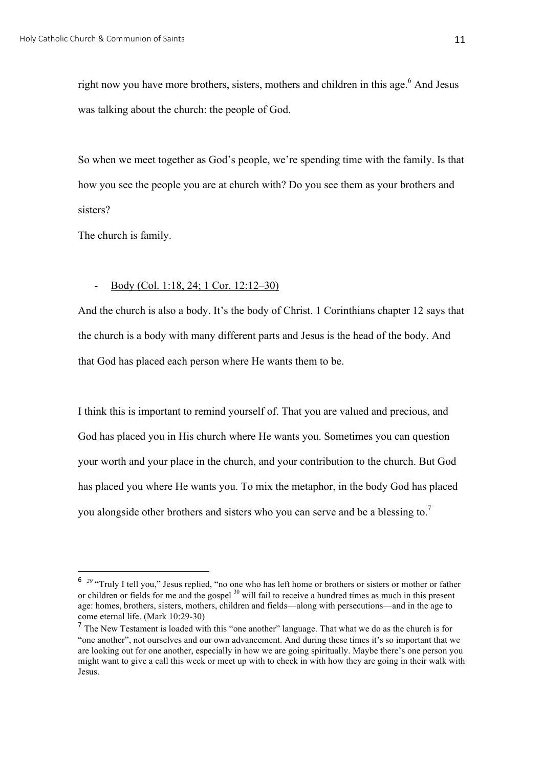right now you have more brothers, sisters, mothers and children in this age.[6] And Jesus was talking about the church: the people of God.

So when we meet together as God's people, we're spending time with the family. Is that how you see the people you are at church with? Do you see them as your brothers and sisters?

The church is family.

- Body (Col. 1:18, 24; 1 Cor. 12:12–30)

And the church is also a body. It's the body of Christ. 1 Corinthians chapter 12 says that the church is a body with many different parts and Jesus is the head of the body. And that God has placed each person where He wants them to be.

I think this is important to remind yourself of. That you are valued and precious, and God has placed you in His church where He wants you. Sometimes you can question your worth and your place in the church, and your contribution to the church. But God has placed you where He wants you. To mix the metaphor, in the body God has placed you alongside other brothers and sisters who you can serve and be a blessing to.[7]

---

[6] *29* "Truly I tell you," Jesus replied, "no one who has left home or brothers or sisters or mother or father or children or fields for me and the gospel [30] will fail to receive a hundred times as much in this present age: homes, brothers, sisters, mothers, children and fields—along with persecutions—and in the age to come eternal life. (Mark 10:29-30)

[7] The New Testament is loaded with this "one another" language. That what we do as the church is for "one another", not ourselves and our own advancement. And during these times it's so important that we are looking out for one another, especially in how we are going spiritually. Maybe there's one person you might want to give a call this week or meet up with to check in with how they are going in their walk with Jesus.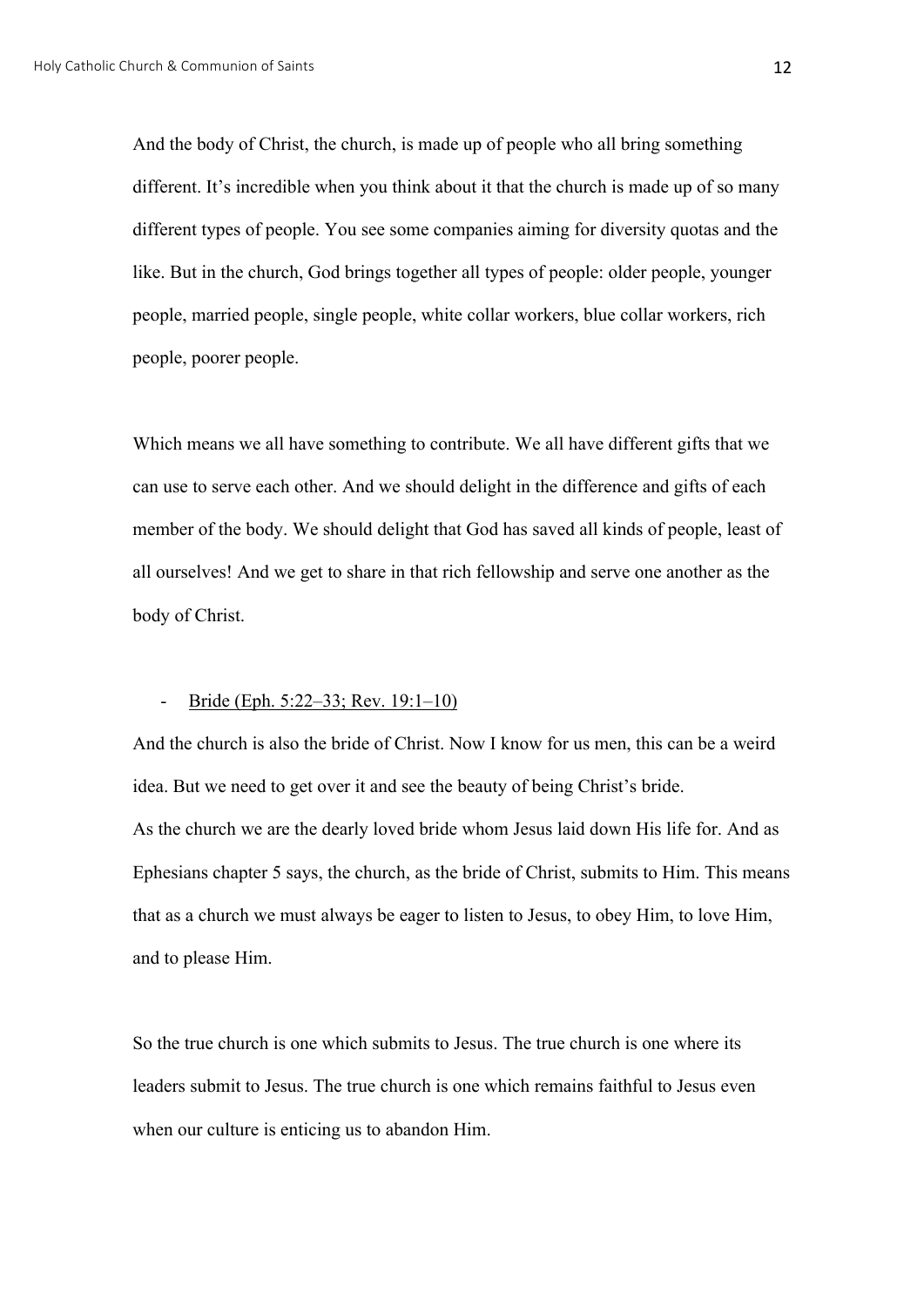And the body of Christ, the church, is made up of people who all bring something different. It's incredible when you think about it that the church is made up of so many different types of people. You see some companies aiming for diversity quotas and the like. But in the church, God brings together all types of people: older people, younger people, married people, single people, white collar workers, blue collar workers, rich people, poorer people.

Which means we all have something to contribute. We all have different gifts that we can use to serve each other. And we should delight in the difference and gifts of each member of the body. We should delight that God has saved all kinds of people, least of all ourselves! And we get to share in that rich fellowship and serve one another as the body of Christ.

- <u>Bride (Eph. 5:22–33; Rev. 19:1–10)</u>

And the church is also the bride of Christ. Now I know for us men, this can be a weird idea. But we need to get over it and see the beauty of being Christ's bride.
As the church we are the dearly loved bride whom Jesus laid down His life for. And as Ephesians chapter 5 says, the church, as the bride of Christ, submits to Him. This means that as a church we must always be eager to listen to Jesus, to obey Him, to love Him, and to please Him.

So the true church is one which submits to Jesus. The true church is one where its leaders submit to Jesus. The true church is one which remains faithful to Jesus even when our culture is enticing us to abandon Him.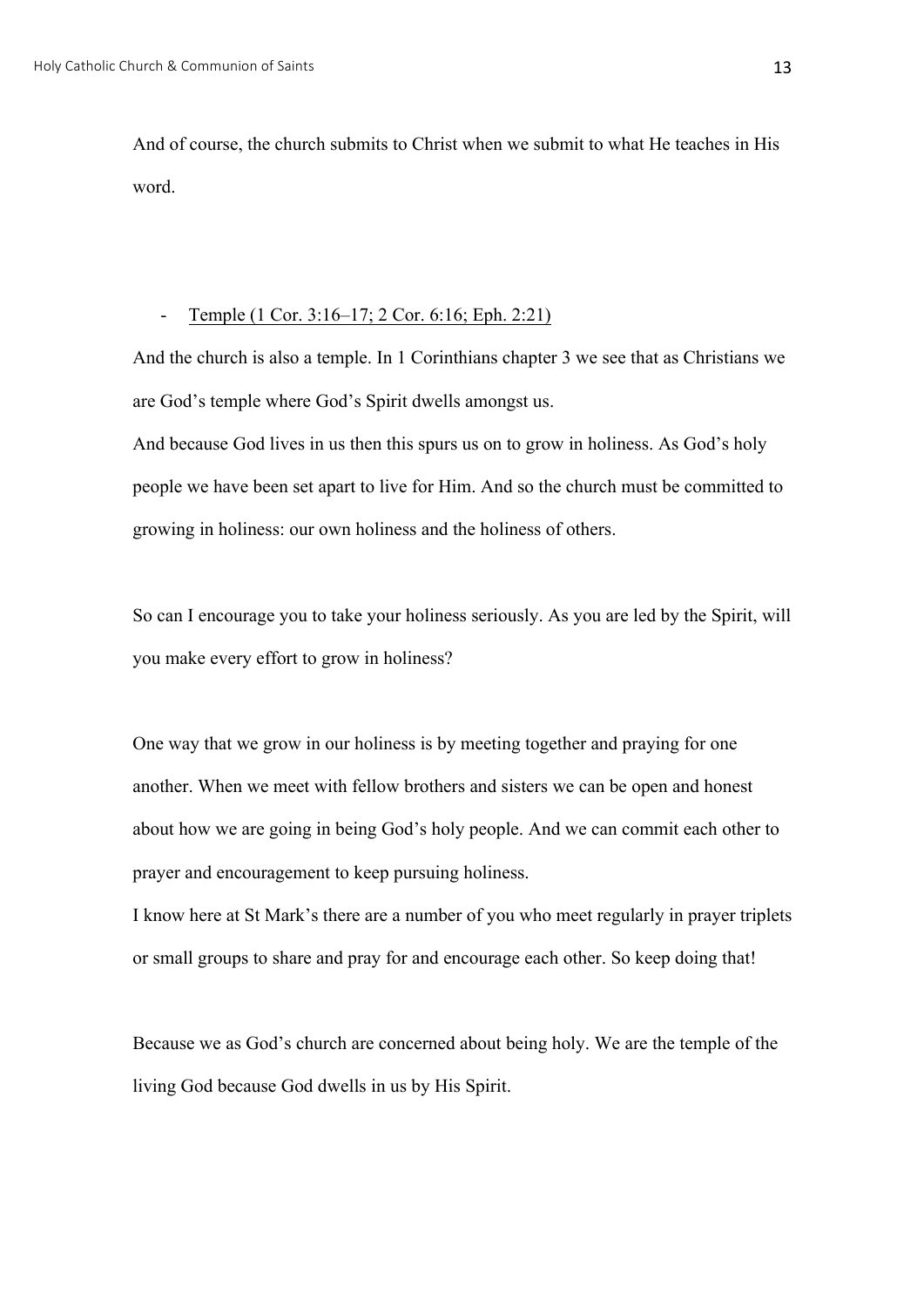And of course, the church submits to Christ when we submit to what He teaches in His word.

- <u>Temple (1 Cor. 3:16–17; 2 Cor. 6:16; Eph. 2:21)</u>

And the church is also a temple. In 1 Corinthians chapter 3 we see that as Christians we are God's temple where God's Spirit dwells amongst us.

And because God lives in us then this spurs us on to grow in holiness. As God's holy people we have been set apart to live for Him. And so the church must be committed to growing in holiness: our own holiness and the holiness of others.

So can I encourage you to take your holiness seriously. As you are led by the Spirit, will you make every effort to grow in holiness?

One way that we grow in our holiness is by meeting together and praying for one another. When we meet with fellow brothers and sisters we can be open and honest about how we are going in being God's holy people. And we can commit each other to prayer and encouragement to keep pursuing holiness.

I know here at St Mark's there are a number of you who meet regularly in prayer triplets or small groups to share and pray for and encourage each other. So keep doing that!

Because we as God's church are concerned about being holy. We are the temple of the living God because God dwells in us by His Spirit.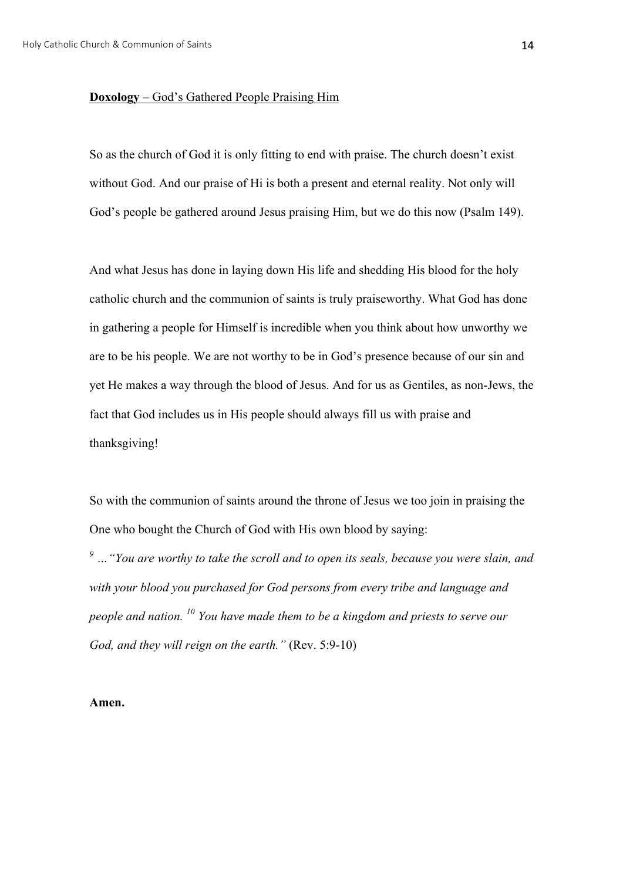**Doxology** – God's Gathered People Praising Him

So as the church of God it is only fitting to end with praise. The church doesn't exist without God. And our praise of Hi is both a present and eternal reality. Not only will God's people be gathered around Jesus praising Him, but we do this now (Psalm 149).

And what Jesus has done in laying down His life and shedding His blood for the holy catholic church and the communion of saints is truly praiseworthy. What God has done in gathering a people for Himself is incredible when you think about how unworthy we are to be his people. We are not worthy to be in God's presence because of our sin and yet He makes a way through the blood of Jesus. And for us as Gentiles, as non-Jews, the fact that God includes us in His people should always fill us with praise and thanksgiving!

So with the communion of saints around the throne of Jesus we too join in praising the One who bought the Church of God with His own blood by saying:

[9] *…"You are worthy to take the scroll and to open its seals, because you were slain, and with your blood you purchased for God persons from every tribe and language and people and nation.* [10] *You have made them to be a kingdom and priests to serve our God, and they will reign on the earth."* (Rev. 5:9-10)

**Amen.**